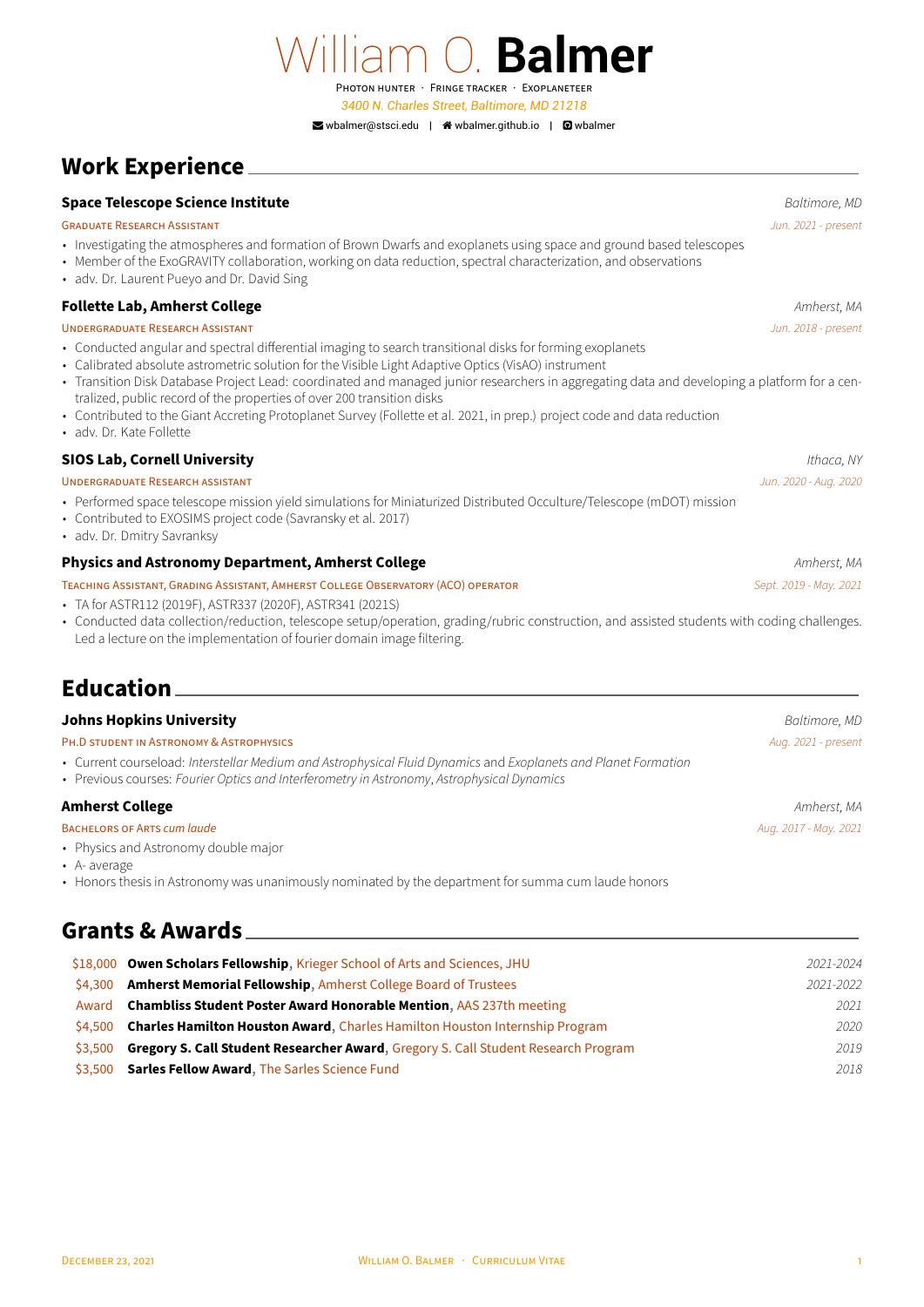# William O. **Balmer**

Photon hunter · Fringe tracker · Exoplaneteer

*3400 N. Charles Street, Baltimore, MD 21218*

wbalmer@stsci.edu | wbalmer.github.io | wbalmer

## Work Experience

### Space Telescope Science Institute
*Baltimore, MD*

Graduate Research Assistant — *Jun. 2021 - present*

- Investigating the atmospheres and formation of Brown Dwarfs and exoplanets using space and ground based telescopes
- Member of the ExoGRAVITY collaboration, working on data reduction, spectral characterization, and observations
- adv. Dr. Laurent Pueyo and Dr. David Sing

### Follette Lab, Amherst College
*Amherst, MA*

Undergraduate Research Assistant — *Jun. 2018 - present*

- Conducted angular and spectral differential imaging to search transitional disks for forming exoplanets
- Calibrated absolute astrometric solution for the Visible Light Adaptive Optics (VisAO) instrument
- Transition Disk Database Project Lead: coordinated and managed junior researchers in aggregating data and developing a platform for a centralized, public record of the properties of over 200 transition disks
- Contributed to the Giant Accreting Protoplanet Survey (Follette et al. 2021, in prep.) project code and data reduction
- adv. Dr. Kate Follette

### SIOS Lab, Cornell University
*Ithaca, NY*

Undergraduate Research assistant — *Jun. 2020 - Aug. 2020*

- Performed space telescope mission yield simulations for Miniaturized Distributed Occulture/Telescope (mDOT) mission
- Contributed to EXOSIMS project code (Savransky et al. 2017)
- adv. Dr. Dmitry Savranksy

### Physics and Astronomy Department, Amherst College
*Amherst, MA*

Teaching Assistant, Grading Assistant, Amherst College Observatory (ACO) operator — *Sept. 2019 - May. 2021*

- TA for ASTR112 (2019F), ASTR337 (2020F), ASTR341 (2021S)
- Conducted data collection/reduction, telescope setup/operation, grading/rubric construction, and assisted students with coding challenges. Led a lecture on the implementation of fourier domain image filtering.

## Education

### Johns Hopkins University
*Baltimore, MD*

Ph.D student in Astronomy & Astrophysics — *Aug. 2021 - present*

- Current courseload: *Interstellar Medium and Astrophysical Fluid Dynamics* and *Exoplanets and Planet Formation*
- Previous courses: *Fourier Optics and Interferometry in Astronomy*, *Astrophysical Dynamics*

### Amherst College
*Amherst, MA*

Bachelors of Arts *cum laude* — *Aug. 2017 - May. 2021*

- Physics and Astronomy double major
- A- average
- Honors thesis in Astronomy was unanimously nominated by the department for summa cum laude honors

## Grants & Awards

| | | |
|---|---|---|
| $18,000 | **Owen Scholars Fellowship**, Krieger School of Arts and Sciences, JHU | *2021-2024* |
| $4,300 | **Amherst Memorial Fellowship**, Amherst College Board of Trustees | *2021-2022* |
| Award | **Chambliss Student Poster Award Honorable Mention**, AAS 237th meeting | *2021* |
| $4,500 | **Charles Hamilton Houston Award**, Charles Hamilton Houston Internship Program | *2020* |
| $3,500 | **Gregory S. Call Student Researcher Award**, Gregory S. Call Student Research Program | *2019* |
| $3,500 | **Sarles Fellow Award**, The Sarles Science Fund | *2018* |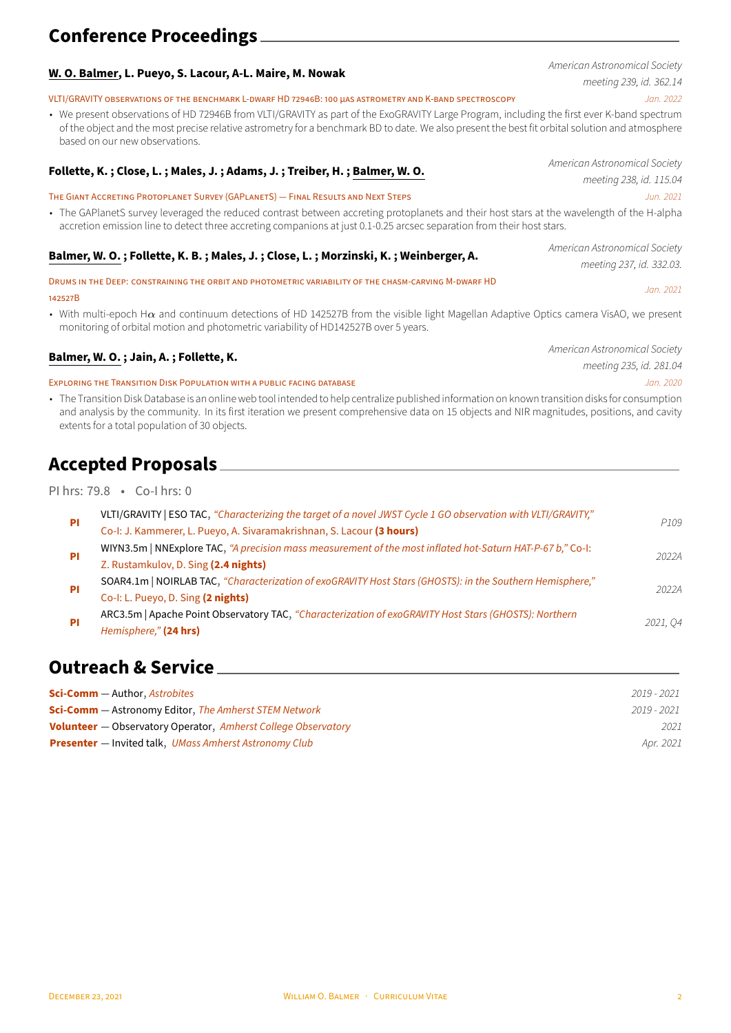## Conference Proceedings

**W. O. Balmer, L. Pueyo, S. Lacour, A-L. Maire, M. Nowak** — *American Astronomical Society meeting 239, id. 362.14*

VLTI/GRAVITY OBSERVATIONS OF THE BENCHMARK L-DWARF HD 72946B: 100 μAS ASTROMETRY AND K-BAND SPECTROSCOPY — *Jan. 2022*

- We present observations of HD 72946B from VLTI/GRAVITY as part of the ExoGRAVITY Large Program, including the first ever K-band spectrum of the object and the most precise relative astrometry for a benchmark BD to date. We also present the best fit orbital solution and atmosphere based on our new observations.

**Follette, K. ; Close, L. ; Males, J. ; Adams, J. ; Treiber, H. ; Balmer, W. O.** — *American Astronomical Society meeting 238, id. 115.04*

THE GIANT ACCRETING PROTOPLANET SURVEY (GAPLANETS) — FINAL RESULTS AND NEXT STEPS — *Jun. 2021*

- The GAPlanetS survey leveraged the reduced contrast between accreting protoplanets and their host stars at the wavelength of the H-alpha accretion emission line to detect three accreting companions at just 0.1-0.25 arcsec separation from their host stars.

**Balmer, W. O. ; Follette, K. B. ; Males, J. ; Close, L. ; Morzinski, K. ; Weinberger, A.** — *American Astronomical Society meeting 237, id. 332.03.*

DRUMS IN THE DEEP: CONSTRAINING THE ORBIT AND PHOTOMETRIC VARIABILITY OF THE CHASM-CARVING M-DWARF HD 142527B — *Jan. 2021*

- With multi-epoch H$\alpha$ and continuum detections of HD 142527B from the visible light Magellan Adaptive Optics camera VisAO, we present monitoring of orbital motion and photometric variability of HD142527B over 5 years.

**Balmer, W. O. ; Jain, A. ; Follette, K.** — *American Astronomical Society meeting 235, id. 281.04*

EXPLORING THE TRANSITION DISK POPULATION WITH A PUBLIC FACING DATABASE — *Jan. 2020*

- The Transition Disk Database is an online web tool intended to help centralize published information on known transition disks for consumption and analysis by the community. In its first iteration we present comprehensive data on 15 objects and NIR magnitudes, positions, and cavity extents for a total population of 30 objects.

## Accepted Proposals

PI hrs: 79.8 • Co-I hrs: 0

| | | |
|---|---|---|
| **PI** | VLTI/GRAVITY \| ESO TAC, *"Characterizing the target of a novel JWST Cycle 1 GO observation with VLTI/GRAVITY,"* Co-I: J. Kammerer, L. Pueyo, A. Sivaramakrishnan, S. Lacour **(3 hours)** | *P109* |
| **PI** | WIYN3.5m \| NNExplore TAC, *"A precision mass measurement of the most inflated hot-Saturn HAT-P-67 b,"* Co-I: Z. Rustamkulov, D. Sing **(2.4 nights)** | *2022A* |
| **PI** | SOAR4.1m \| NOIRLAB TAC, *"Characterization of exoGRAVITY Host Stars (GHOSTS): in the Southern Hemisphere,"* Co-I: L. Pueyo, D. Sing **(2 nights)** | *2022A* |
| **PI** | ARC3.5m \| Apache Point Observatory TAC, *"Characterization of exoGRAVITY Host Stars (GHOSTS): Northern Hemisphere,"* **(24 hrs)** | *2021, Q4* |

## Outreach & Service

**Sci-Comm** — Author, *Astrobites* — *2019 - 2021*

**Sci-Comm** — Astronomy Editor, *The Amherst STEM Network* — *2019 - 2021*

**Volunteer** — Observatory Operator, *Amherst College Observatory* — *2021*

**Presenter** — Invited talk, *UMass Amherst Astronomy Club* — *Apr. 2021*